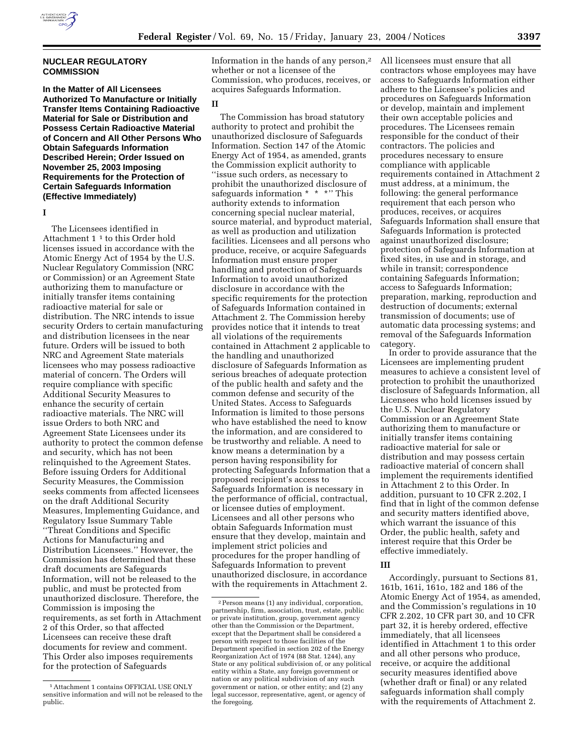## NUCLEAR REGULATORY COMMISSION

**In the Matter of All Licensees Authorized To Manufacture or Initially Transfer Items Containing Radioactive Material for Sale or Distribution and Possess Certain Radioactive Material of Concern and All Other Persons Who Obtain Safeguards Information Described Herein; Order Issued on November 25, 2003 Imposing Requirements for the Protection of Certain Safeguards Information (Effective Immediately)**

### I

The Licensees identified in Attachment 1 [1] to this Order hold licenses issued in accordance with the Atomic Energy Act of 1954 by the U.S. Nuclear Regulatory Commission (NRC or Commission) or an Agreement State authorizing them to manufacture or initially transfer items containing radioactive material for sale or distribution. The NRC intends to issue security Orders to certain manufacturing and distribution licensees in the near future. Orders will be issued to both NRC and Agreement State materials licensees who may possess radioactive material of concern. The Orders will require compliance with specific Additional Security Measures to enhance the security of certain radioactive materials. The NRC will issue Orders to both NRC and Agreement State Licensees under its authority to protect the common defense and security, which has not been relinquished to the Agreement States. Before issuing Orders for Additional Security Measures, the Commission seeks comments from affected licensees on the draft Additional Security Measures, Implementing Guidance, and Regulatory Issue Summary Table ''Threat Conditions and Specific Actions for Manufacturing and Distribution Licensees.'' However, the Commission has determined that these draft documents are Safeguards Information, will not be released to the public, and must be protected from unauthorized disclosure. Therefore, the Commission is imposing the requirements, as set forth in Attachment 2 of this Order, so that affected Licensees can receive these draft documents for review and comment. This Order also imposes requirements for the protection of Safeguards Information in the hands of any person,[2] whether or not a licensee of the Commission, who produces, receives, or acquires Safeguards Information.

### II

The Commission has broad statutory authority to protect and prohibit the unauthorized disclosure of Safeguards Information. Section 147 of the Atomic Energy Act of 1954, as amended, grants the Commission explicit authority to ''issue such orders, as necessary to prohibit the unauthorized disclosure of safeguards information * * *'' This authority extends to information concerning special nuclear material, source material, and byproduct material, as well as production and utilization facilities. Licensees and all persons who produce, receive, or acquire Safeguards Information must ensure proper handling and protection of Safeguards Information to avoid unauthorized disclosure in accordance with the specific requirements for the protection of Safeguards Information contained in Attachment 2. The Commission hereby provides notice that it intends to treat all violations of the requirements contained in Attachment 2 applicable to the handling and unauthorized disclosure of Safeguards Information as serious breaches of adequate protection of the public health and safety and the common defense and security of the United States. Access to Safeguards Information is limited to those persons who have established the need to know the information, and are considered to be trustworthy and reliable. A need to know means a determination by a person having responsibility for protecting Safeguards Information that a proposed recipient's access to Safeguards Information is necessary in the performance of official, contractual, or licensee duties of employment. Licensees and all other persons who obtain Safeguards Information must ensure that they develop, maintain and implement strict policies and procedures for the proper handling of Safeguards Information to prevent unauthorized disclosure, in accordance with the requirements in Attachment 2. All licensees must ensure that all contractors whose employees may have access to Safeguards Information either adhere to the Licensee's policies and procedures on Safeguards Information or develop, maintain and implement their own acceptable policies and procedures. The Licensees remain responsible for the conduct of their contractors. The policies and procedures necessary to ensure compliance with applicable requirements contained in Attachment 2 must address, at a minimum, the following: the general performance requirement that each person who produces, receives, or acquires Safeguards Information shall ensure that Safeguards Information is protected against unauthorized disclosure; protection of Safeguards Information at fixed sites, in use and in storage, and while in transit; correspondence containing Safeguards Information; access to Safeguards Information; preparation, marking, reproduction and destruction of documents; external transmission of documents; use of automatic data processing systems; and removal of the Safeguards Information category.

In order to provide assurance that the Licensees are implementing prudent measures to achieve a consistent level of protection to prohibit the unauthorized disclosure of Safeguards Information, all Licensees who hold licenses issued by the U.S. Nuclear Regulatory Commission or an Agreement State authorizing them to manufacture or initially transfer items containing radioactive material for sale or distribution and may possess certain radioactive material of concern shall implement the requirements identified in Attachment 2 to this Order. In addition, pursuant to 10 CFR 2.202, I find that in light of the common defense and security matters identified above, which warrant the issuance of this Order, the public health, safety and interest require that this Order be effective immediately.

### III

Accordingly, pursuant to Sections 81, 161b, 161i, 161o, 182 and 186 of the Atomic Energy Act of 1954, as amended, and the Commission's regulations in 10 CFR 2.202, 10 CFR part 30, and 10 CFR part 32, it is hereby ordered, effective immediately, that all licensees identified in Attachment 1 to this order and all other persons who produce, receive, or acquire the additional security measures identified above (whether draft or final) or any related safeguards information shall comply with the requirements of Attachment 2.

---

[1] Attachment 1 contains OFFICIAL USE ONLY sensitive information and will not be released to the public.

[2] Person means (1) any individual, corporation, partnership, firm, association, trust, estate, public or private institution, group, government agency other than the Commission or the Department, except that the Department shall be considered a person with respect to those facilities of the Department specified in section 202 of the Energy Reorganization Act of 1974 (88 Stat. 1244), any State or any political subdivision of, or any political entity within a State, any foreign government or nation or any political subdivision of any such government or nation, or other entity; and (2) any legal successor, representative, agent, or agency of the foregoing.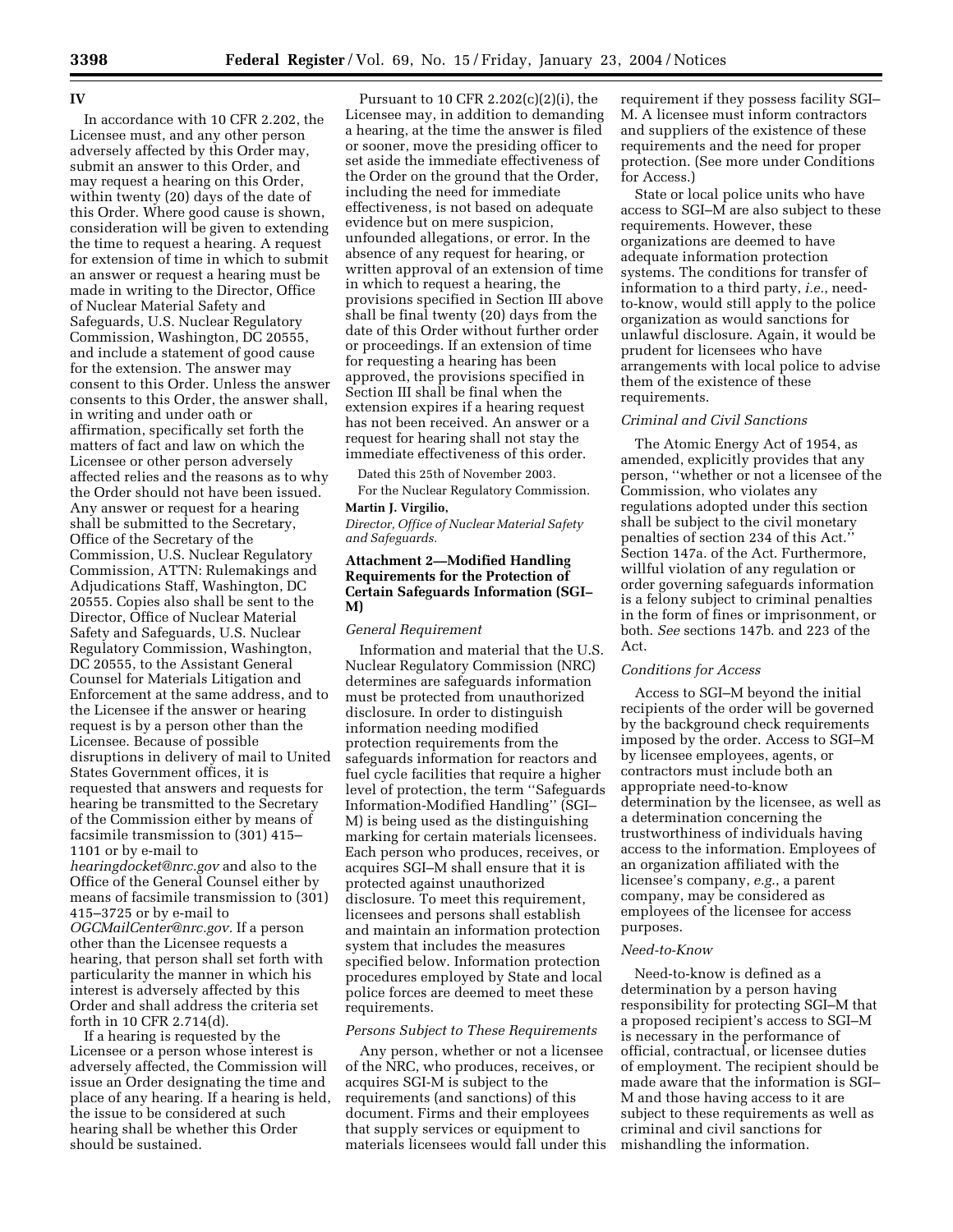## IV

In accordance with 10 CFR 2.202, the Licensee must, and any other person adversely affected by this Order may, submit an answer to this Order, and may request a hearing on this Order, within twenty (20) days of the date of this Order. Where good cause is shown, consideration will be given to extending the time to request a hearing. A request for extension of time in which to submit an answer or request a hearing must be made in writing to the Director, Office of Nuclear Material Safety and Safeguards, U.S. Nuclear Regulatory Commission, Washington, DC 20555, and include a statement of good cause for the extension. The answer may consent to this Order. Unless the answer consents to this Order, the answer shall, in writing and under oath or affirmation, specifically set forth the matters of fact and law on which the Licensee or other person adversely affected relies and the reasons as to why the Order should not have been issued. Any answer or request for a hearing shall be submitted to the Secretary, Office of the Secretary of the Commission, U.S. Nuclear Regulatory Commission, ATTN: Rulemakings and Adjudications Staff, Washington, DC 20555. Copies also shall be sent to the Director, Office of Nuclear Material Safety and Safeguards, U.S. Nuclear Regulatory Commission, Washington, DC 20555, to the Assistant General Counsel for Materials Litigation and Enforcement at the same address, and to the Licensee if the answer or hearing request is by a person other than the Licensee. Because of possible disruptions in delivery of mail to United States Government offices, it is requested that answers and requests for hearing be transmitted to the Secretary of the Commission either by means of facsimile transmission to (301) 415–1101 or by e-mail to *hearingdocket@nrc.gov* and also to the Office of the General Counsel either by means of facsimile transmission to (301) 415–3725 or by e-mail to *OGCMailCenter@nrc.gov*. If a person other than the Licensee requests a hearing, that person shall set forth with particularity the manner in which his interest is adversely affected by this Order and shall address the criteria set forth in 10 CFR 2.714(d).

If a hearing is requested by the Licensee or a person whose interest is adversely affected, the Commission will issue an Order designating the time and place of any hearing. If a hearing is held, the issue to be considered at such hearing shall be whether this Order should be sustained.

Pursuant to 10 CFR 2.202(c)(2)(i), the Licensee may, in addition to demanding a hearing, at the time the answer is filed or sooner, move the presiding officer to set aside the immediate effectiveness of the Order on the ground that the Order, including the need for immediate effectiveness, is not based on adequate evidence but on mere suspicion, unfounded allegations, or error. In the absence of any request for hearing, or written approval of an extension of time in which to request a hearing, the provisions specified in Section III above shall be final twenty (20) days from the date of this Order without further order or proceedings. If an extension of time for requesting a hearing has been approved, the provisions specified in Section III shall be final when the extension expires if a hearing request has not been received. An answer or a request for hearing shall not stay the immediate effectiveness of this order.

Dated this 25th of November 2003.

For the Nuclear Regulatory Commission.

**Martin J. Virgilio,**

*Director, Office of Nuclear Material Safety and Safeguards.*

## Attachment 2—Modified Handling Requirements for the Protection of Certain Safeguards Information (SGI–M)

### *General Requirement*

Information and material that the U.S. Nuclear Regulatory Commission (NRC) determines are safeguards information must be protected from unauthorized disclosure. In order to distinguish information needing modified protection requirements from the safeguards information for reactors and fuel cycle facilities that require a higher level of protection, the term ''Safeguards Information-Modified Handling'' (SGI–M) is being used as the distinguishing marking for certain materials licensees. Each person who produces, receives, or acquires SGI–M shall ensure that it is protected against unauthorized disclosure. To meet this requirement, licensees and persons shall establish and maintain an information protection system that includes the measures specified below. Information protection procedures employed by State and local police forces are deemed to meet these requirements.

### *Persons Subject to These Requirements*

Any person, whether or not a licensee of the NRC, who produces, receives, or acquires SGI-M is subject to the requirements (and sanctions) of this document. Firms and their employees that supply services or equipment to materials licensees would fall under this requirement if they possess facility SGI–M. A licensee must inform contractors and suppliers of the existence of these requirements and the need for proper protection. (See more under Conditions for Access.)

State or local police units who have access to SGI–M are also subject to these requirements. However, these organizations are deemed to have adequate information protection systems. The conditions for transfer of information to a third party, *i.e.*, need-to-know, would still apply to the police organization as would sanctions for unlawful disclosure. Again, it would be prudent for licensees who have arrangements with local police to advise them of the existence of these requirements.

### *Criminal and Civil Sanctions*

The Atomic Energy Act of 1954, as amended, explicitly provides that any person, ''whether or not a licensee of the Commission, who violates any regulations adopted under this section shall be subject to the civil monetary penalties of section 234 of this Act.'' Section 147a. of the Act. Furthermore, willful violation of any regulation or order governing safeguards information is a felony subject to criminal penalties in the form of fines or imprisonment, or both. *See* sections 147b. and 223 of the Act.

### *Conditions for Access*

Access to SGI–M beyond the initial recipients of the order will be governed by the background check requirements imposed by the order. Access to SGI–M by licensee employees, agents, or contractors must include both an appropriate need-to-know determination by the licensee, as well as a determination concerning the trustworthiness of individuals having access to the information. Employees of an organization affiliated with the licensee's company, *e.g.*, a parent company, may be considered as employees of the licensee for access purposes.

### *Need-to-Know*

Need-to-know is defined as a determination by a person having responsibility for protecting SGI–M that a proposed recipient's access to SGI–M is necessary in the performance of official, contractual, or licensee duties of employment. The recipient should be made aware that the information is SGI–M and those having access to it are subject to these requirements as well as criminal and civil sanctions for mishandling the information.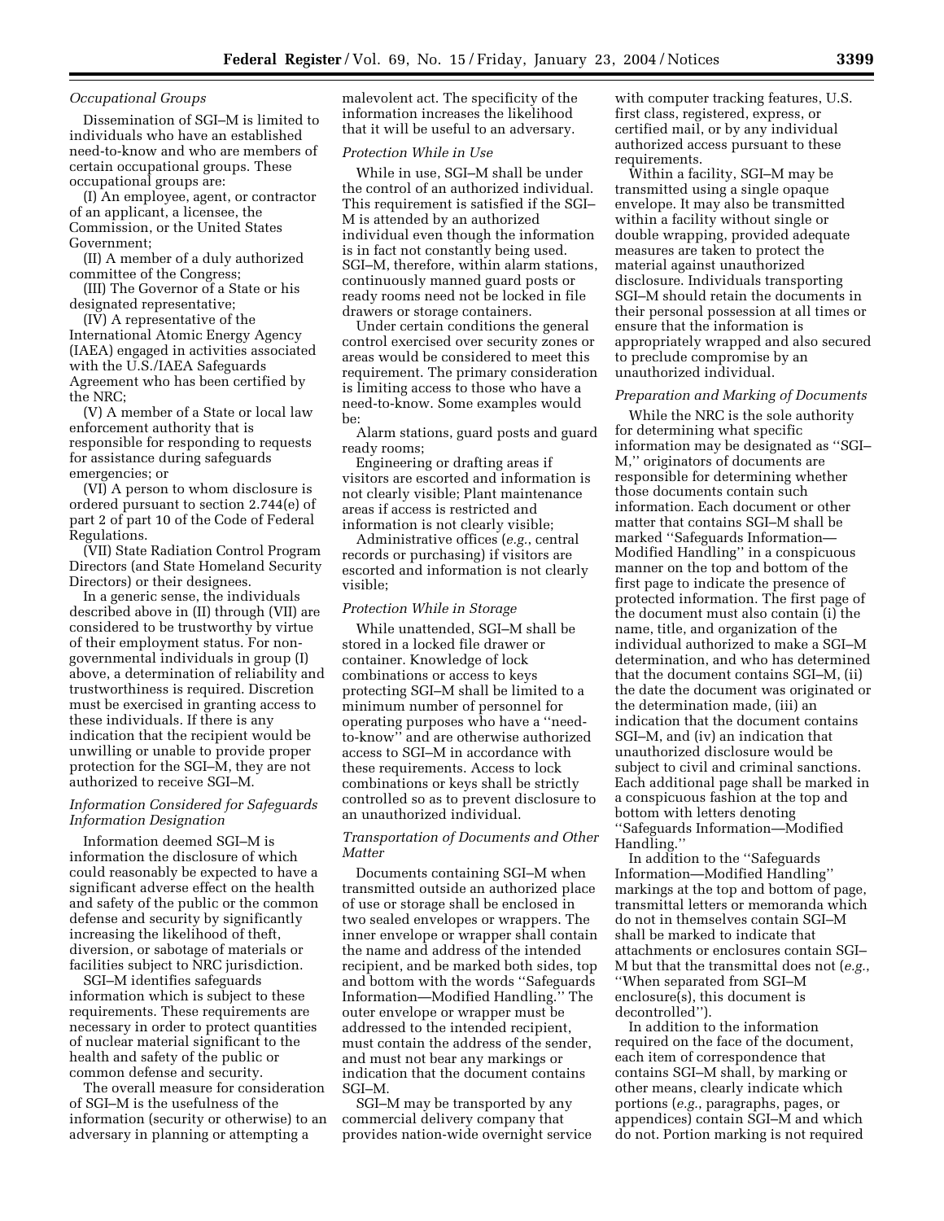### *Occupational Groups*

Dissemination of SGI–M is limited to individuals who have an established need-to-know and who are members of certain occupational groups. These occupational groups are:

(I) An employee, agent, or contractor of an applicant, a licensee, the Commission, or the United States Government;

(II) A member of a duly authorized committee of the Congress;

(III) The Governor of a State or his designated representative;

(IV) A representative of the International Atomic Energy Agency (IAEA) engaged in activities associated with the U.S./IAEA Safeguards Agreement who has been certified by the NRC;

(V) A member of a State or local law enforcement authority that is responsible for responding to requests for assistance during safeguards emergencies; or

(VI) A person to whom disclosure is ordered pursuant to section 2.744(e) of part 2 of part 10 of the Code of Federal Regulations.

(VII) State Radiation Control Program Directors (and State Homeland Security Directors) or their designees.

In a generic sense, the individuals described above in (II) through (VII) are considered to be trustworthy by virtue of their employment status. For non-governmental individuals in group (I) above, a determination of reliability and trustworthiness is required. Discretion must be exercised in granting access to these individuals. If there is any indication that the recipient would be unwilling or unable to provide proper protection for the SGI–M, they are not authorized to receive SGI–M.

### *Information Considered for Safeguards Information Designation*

Information deemed SGI–M is information the disclosure of which could reasonably be expected to have a significant adverse effect on the health and safety of the public or the common defense and security by significantly increasing the likelihood of theft, diversion, or sabotage of materials or facilities subject to NRC jurisdiction.

SGI–M identifies safeguards information which is subject to these requirements. These requirements are necessary in order to protect quantities of nuclear material significant to the health and safety of the public or common defense and security.

The overall measure for consideration of SGI–M is the usefulness of the information (security or otherwise) to an adversary in planning or attempting a malevolent act. The specificity of the information increases the likelihood that it will be useful to an adversary.

### *Protection While in Use*

While in use, SGI–M shall be under the control of an authorized individual. This requirement is satisfied if the SGI–M is attended by an authorized individual even though the information is in fact not constantly being used. SGI–M, therefore, within alarm stations, continuously manned guard posts or ready rooms need not be locked in file drawers or storage containers.

Under certain conditions the general control exercised over security zones or areas would be considered to meet this requirement. The primary consideration is limiting access to those who have a need-to-know. Some examples would be:

Alarm stations, guard posts and guard ready rooms;

Engineering or drafting areas if visitors are escorted and information is not clearly visible; Plant maintenance areas if access is restricted and information is not clearly visible;

Administrative offices (*e.g.*, central records or purchasing) if visitors are escorted and information is not clearly visible;

### *Protection While in Storage*

While unattended, SGI–M shall be stored in a locked file drawer or container. Knowledge of lock combinations or access to keys protecting SGI–M shall be limited to a minimum number of personnel for operating purposes who have a ''need-to-know'' and are otherwise authorized access to SGI–M in accordance with these requirements. Access to lock combinations or keys shall be strictly controlled so as to prevent disclosure to an unauthorized individual.

### *Transportation of Documents and Other Matter*

Documents containing SGI–M when transmitted outside an authorized place of use or storage shall be enclosed in two sealed envelopes or wrappers. The inner envelope or wrapper shall contain the name and address of the intended recipient, and be marked both sides, top and bottom with the words ''Safeguards Information—Modified Handling.'' The outer envelope or wrapper must be addressed to the intended recipient, must contain the address of the sender, and must not bear any markings or indication that the document contains SGI–M.

SGI–M may be transported by any commercial delivery company that provides nation-wide overnight service with computer tracking features, U.S. first class, registered, express, or certified mail, or by any individual authorized access pursuant to these requirements.

Within a facility, SGI–M may be transmitted using a single opaque envelope. It may also be transmitted within a facility without single or double wrapping, provided adequate measures are taken to protect the material against unauthorized disclosure. Individuals transporting SGI–M should retain the documents in their personal possession at all times or ensure that the information is appropriately wrapped and also secured to preclude compromise by an unauthorized individual.

### *Preparation and Marking of Documents*

While the NRC is the sole authority for determining what specific information may be designated as ''SGI–M,'' originators of documents are responsible for determining whether those documents contain such information. Each document or other matter that contains SGI–M shall be marked ''Safeguards Information—Modified Handling'' in a conspicuous manner on the top and bottom of the first page to indicate the presence of protected information. The first page of the document must also contain (i) the name, title, and organization of the individual authorized to make a SGI–M determination, and who has determined that the document contains SGI–M, (ii) the date the document was originated or the determination made, (iii) an indication that the document contains SGI–M, and (iv) an indication that unauthorized disclosure would be subject to civil and criminal sanctions. Each additional page shall be marked in a conspicuous fashion at the top and bottom with letters denoting ''Safeguards Information—Modified Handling.''

In addition to the ''Safeguards Information—Modified Handling'' markings at the top and bottom of page, transmittal letters or memoranda which do not in themselves contain SGI–M shall be marked to indicate that attachments or enclosures contain SGI–M but that the transmittal does not (*e.g.*, ''When separated from SGI–M enclosure(s), this document is decontrolled'').

In addition to the information required on the face of the document, each item of correspondence that contains SGI–M shall, by marking or other means, clearly indicate which portions (*e.g.*, paragraphs, pages, or appendices) contain SGI–M and which do not. Portion marking is not required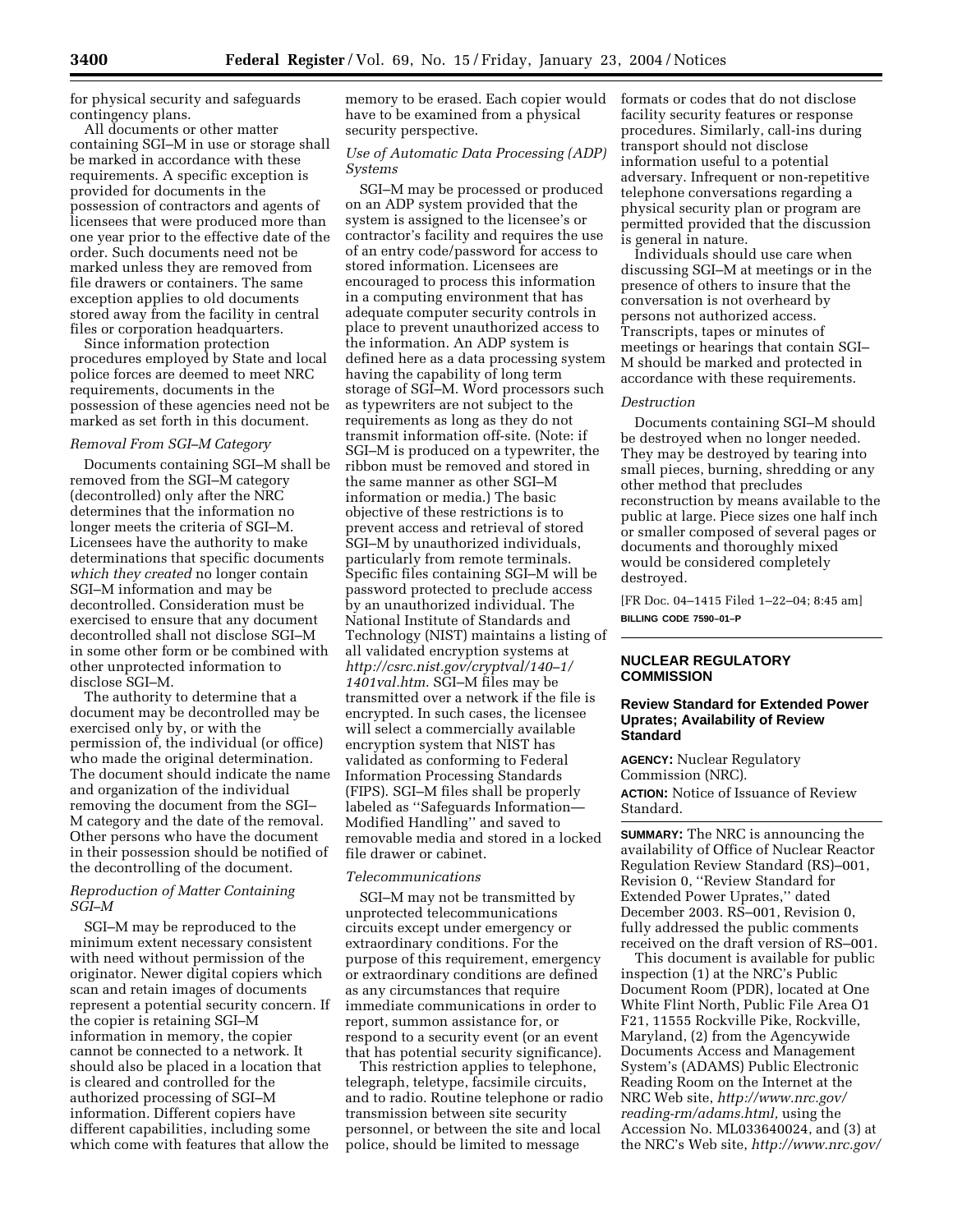for physical security and safeguards contingency plans.

All documents or other matter containing SGI–M in use or storage shall be marked in accordance with these requirements. A specific exception is provided for documents in the possession of contractors and agents of licensees that were produced more than one year prior to the effective date of the order. Such documents need not be marked unless they are removed from file drawers or containers. The same exception applies to old documents stored away from the facility in central files or corporation headquarters.

Since information protection procedures employed by State and local police forces are deemed to meet NRC requirements, documents in the possession of these agencies need not be marked as set forth in this document.

*Removal From SGI–M Category*

Documents containing SGI–M shall be removed from the SGI–M category (decontrolled) only after the NRC determines that the information no longer meets the criteria of SGI–M. Licensees have the authority to make determinations that specific documents *which they created* no longer contain SGI–M information and may be decontrolled. Consideration must be exercised to ensure that any document decontrolled shall not disclose SGI–M in some other form or be combined with other unprotected information to disclose SGI–M.

The authority to determine that a document may be decontrolled may be exercised only by, or with the permission of, the individual (or office) who made the original determination. The document should indicate the name and organization of the individual removing the document from the SGI–M category and the date of the removal. Other persons who have the document in their possession should be notified of the decontrolling of the document.

*Reproduction of Matter Containing SGI–M*

SGI–M may be reproduced to the minimum extent necessary consistent with need without permission of the originator. Newer digital copiers which scan and retain images of documents represent a potential security concern. If the copier is retaining SGI–M information in memory, the copier cannot be connected to a network. It should also be placed in a location that is cleared and controlled for the authorized processing of SGI–M information. Different copiers have different capabilities, including some which come with features that allow the memory to be erased. Each copier would have to be examined from a physical security perspective.

*Use of Automatic Data Processing (ADP) Systems*

SGI–M may be processed or produced on an ADP system provided that the system is assigned to the licensee's or contractor's facility and requires the use of an entry code/password for access to stored information. Licensees are encouraged to process this information in a computing environment that has adequate computer security controls in place to prevent unauthorized access to the information. An ADP system is defined here as a data processing system having the capability of long term storage of SGI–M. Word processors such as typewriters are not subject to the requirements as long as they do not transmit information off-site. (Note: if SGI–M is produced on a typewriter, the ribbon must be removed and stored in the same manner as other SGI–M information or media.) The basic objective of these restrictions is to prevent access and retrieval of stored SGI–M by unauthorized individuals, particularly from remote terminals. Specific files containing SGI–M will be password protected to preclude access by an unauthorized individual. The National Institute of Standards and Technology (NIST) maintains a listing of all validated encryption systems at *http://csrc.nist.gov/cryptval/140–1/1401val.htm.* SGI–M files may be transmitted over a network if the file is encrypted. In such cases, the licensee will select a commercially available encryption system that NIST has validated as conforming to Federal Information Processing Standards (FIPS). SGI–M files shall be properly labeled as ''Safeguards Information—Modified Handling'' and saved to removable media and stored in a locked file drawer or cabinet.

*Telecommunications*

SGI–M may not be transmitted by unprotected telecommunications circuits except under emergency or extraordinary conditions. For the purpose of this requirement, emergency or extraordinary conditions are defined as any circumstances that require immediate communications in order to report, summon assistance for, or respond to a security event (or an event that has potential security significance).

This restriction applies to telephone, telegraph, teletype, facsimile circuits, and to radio. Routine telephone or radio transmission between site security personnel, or between the site and local police, should be limited to message formats or codes that do not disclose facility security features or response procedures. Similarly, call-ins during transport should not disclose information useful to a potential adversary. Infrequent or non-repetitive telephone conversations regarding a physical security plan or program are permitted provided that the discussion is general in nature.

Individuals should use care when discussing SGI–M at meetings or in the presence of others to insure that the conversation is not overheard by persons not authorized access. Transcripts, tapes or minutes of meetings or hearings that contain SGI–M should be marked and protected in accordance with these requirements.

*Destruction*

Documents containing SGI–M should be destroyed when no longer needed. They may be destroyed by tearing into small pieces, burning, shredding or any other method that precludes reconstruction by means available to the public at large. Piece sizes one half inch or smaller composed of several pages or documents and thoroughly mixed would be considered completely destroyed.

[FR Doc. 04–1415 Filed 1–22–04; 8:45 am]

**BILLING CODE 7590–01–P**

## NUCLEAR REGULATORY COMMISSION

### Review Standard for Extended Power Uprates; Availability of Review Standard

**AGENCY:** Nuclear Regulatory Commission (NRC).

**ACTION:** Notice of Issuance of Review Standard.

**SUMMARY:** The NRC is announcing the availability of Office of Nuclear Reactor Regulation Review Standard (RS)–001, Revision 0, ''Review Standard for Extended Power Uprates,'' dated December 2003. RS–001, Revision 0, fully addressed the public comments received on the draft version of RS–001.

This document is available for public inspection (1) at the NRC's Public Document Room (PDR), located at One White Flint North, Public File Area O1 F21, 11555 Rockville Pike, Rockville, Maryland, (2) from the Agencywide Documents Access and Management System's (ADAMS) Public Electronic Reading Room on the Internet at the NRC Web site, *http://www.nrc.gov/reading-rm/adams.html,* using the Accession No. ML033640024, and (3) at the NRC's Web site, *http://www.nrc.gov/*